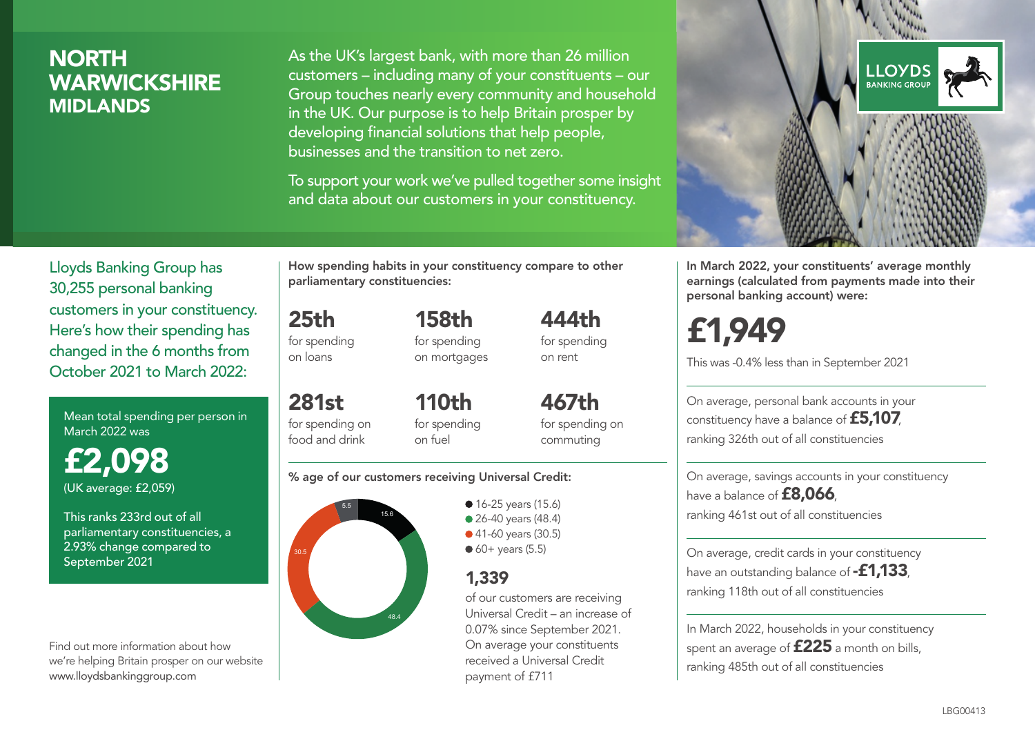# NORTH WARWICKSHIRE
## MIDLANDS

As the UK's largest bank, with more than 26 million customers – including many of your constituents – our Group touches nearly every community and household in the UK. Our purpose is to help Britain prosper by developing financial solutions that help people, businesses and the transition to net zero.

To support your work we've pulled together some insight and data about our customers in your constituency.

LLOYDS BANKING GROUP

Lloyds Banking Group has 30,255 personal banking customers in your constituency. Here's how their spending has changed in the 6 months from October 2021 to March 2022:

Mean total spending per person in March 2022 was

**£2,098**
(UK average: £2,059)

This ranks 233rd out of all parliamentary constituencies, a 2.93% change compared to September 2021

Find out more information about how we're helping Britain prosper on our website www.lloydsbankinggroup.com

How spending habits in your constituency compare to other parliamentary constituencies:

**25th** for spending on loans

**158th** for spending on mortgages

**444th** for spending on rent

**281st** for spending on food and drink

**110th** for spending on fuel

**467th** for spending on commuting

% age of our customers receiving Universal Credit:

- 16-25 years (15.6)
- 26-40 years (48.4)
- 41-60 years (30.5)
- 60+ years (5.5)

**1,339**
of our customers are receiving Universal Credit – an increase of 0.07% since September 2021. On average your constituents received a Universal Credit payment of £711

In March 2022, your constituents' average monthly earnings (calculated from payments made into their personal banking account) were:

**£1,949**

This was -0.4% less than in September 2021

On average, personal bank accounts in your constituency have a balance of **£5,107**, ranking 326th out of all constituencies

On average, savings accounts in your constituency have a balance of **£8,066**, ranking 461st out of all constituencies

On average, credit cards in your constituency have an outstanding balance of **-£1,133**, ranking 118th out of all constituencies

In March 2022, households in your constituency spent an average of **£225** a month on bills, ranking 485th out of all constituencies

LBG00413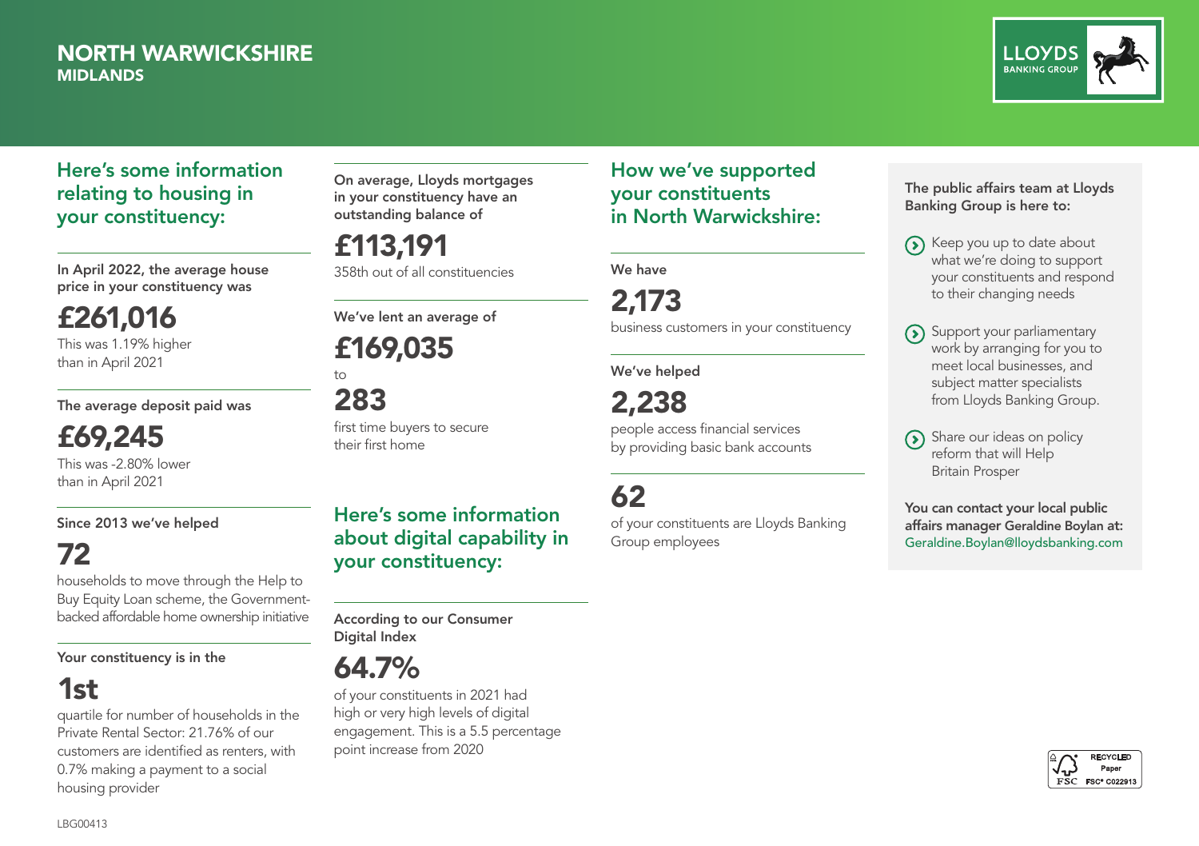# NORTH WARWICKSHIRE
## MIDLANDS

LLOYDS BANKING GROUP

## Here's some information relating to housing in your constituency:

In April 2022, the average house price in your constituency was

**£261,016**

This was 1.19% higher than in April 2021

The average deposit paid was

**£69,245**

This was -2.80% lower than in April 2021

Since 2013 we've helped

**72**

households to move through the Help to Buy Equity Loan scheme, the Government-backed affordable home ownership initiative

Your constituency is in the

**1st**

quartile for number of households in the Private Rental Sector: 21.76% of our customers are identified as renters, with 0.7% making a payment to a social housing provider

On average, Lloyds mortgages in your constituency have an outstanding balance of

**£113,191**

358th out of all constituencies

We've lent an average of

**£169,035**

to

**283**

first time buyers to secure their first home

## Here's some information about digital capability in your constituency:

According to our Consumer Digital Index

**64.7%**

of your constituents in 2021 had high or very high levels of digital engagement. This is a 5.5 percentage point increase from 2020

## How we've supported your constituents in North Warwickshire:

We have

**2,173**

business customers in your constituency

We've helped

**2,238**

people access financial services by providing basic bank accounts

**62**

of your constituents are Lloyds Banking Group employees

**The public affairs team at Lloyds Banking Group is here to:**

- Keep you up to date about what we're doing to support your constituents and respond to their changing needs
- Support your parliamentary work by arranging for you to meet local businesses, and subject matter specialists from Lloyds Banking Group.
- Share our ideas on policy reform that will Help Britain Prosper

**You can contact your local public affairs manager Geraldine Boylan at:**
Geraldine.Boylan@lloydsbanking.com

RECYCLED Paper FSC® C022913

LBG00413